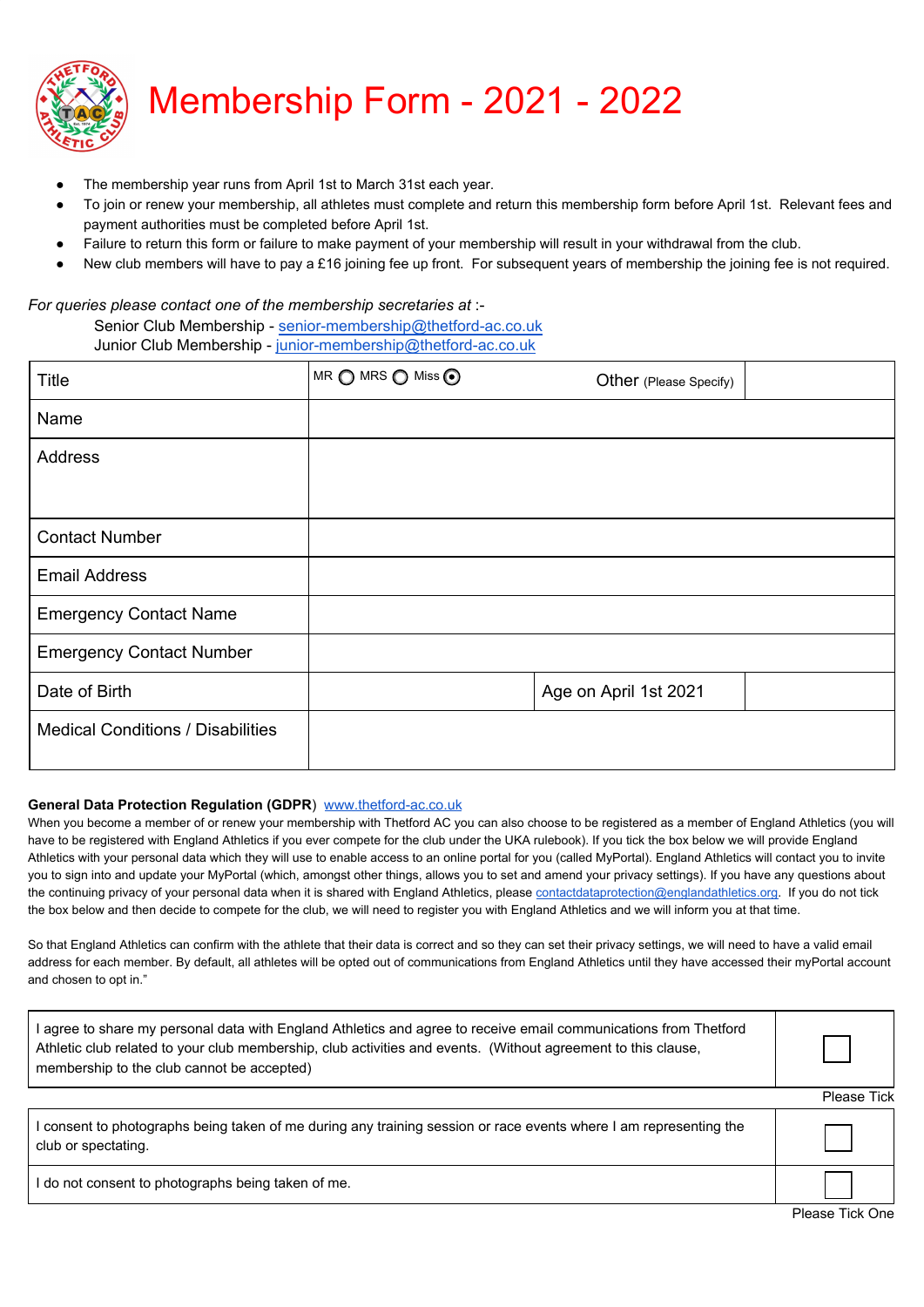# Membership Form - 2021 - 2022

- The membership year runs from April 1st to March 31st each year.
- To join or renew your membership, all athletes must complete and return this membership form before April 1st. Relevant fees and payment authorities must be completed before April 1st.
- Failure to return this form or failure to make payment of your membership will result in your withdrawal from the club.
- New club members will have to pay a £16 joining fee up front. For subsequent years of membership the joining fee is not required.

*For queries please contact one of the membership secretaries at :-*

Senior Club Membership - senior-membership@thetford-ac.co.uk
Junior Club Membership - junior-membership@thetford-ac.co.uk

| Title | MR ◯ MRS ◯ Miss ◉ | Other (Please Specify) | |
|---|---|---|---|
| Name | | | |
| Address | | | |
| Contact Number | | | |
| Email Address | | | |
| Emergency Contact Name | | | |
| Emergency Contact Number | | | |
| Date of Birth | | Age on April 1st 2021 | |
| Medical Conditions / Disabilities | | | |

**General Data Protection Regulation (GDPR**) www.thetford-ac.co.uk

When you become a member of or renew your membership with Thetford AC you can also choose to be registered as a member of England Athletics (you will have to be registered with England Athletics if you ever compete for the club under the UKA rulebook). If you tick the box below we will provide England Athletics with your personal data which they will use to enable access to an online portal for you (called MyPortal). England Athletics will contact you to invite you to sign into and update your MyPortal (which, amongst other things, allows you to set and amend your privacy settings). If you have any questions about the continuing privacy of your personal data when it is shared with England Athletics, please contactdataprotection@englandathletics.org. If you do not tick the box below and then decide to compete for the club, we will need to register you with England Athletics and we will inform you at that time.

So that England Athletics can confirm with the athlete that their data is correct and so they can set their privacy settings, we will need to have a valid email address for each member. By default, all athletes will be opted out of communications from England Athletics until they have accessed their myPortal account and chosen to opt in."

| | |
|---|---|
| I agree to share my personal data with England Athletics and agree to receive email communications from Thetford Athletic club related to your club membership, club activities and events. (Without agreement to this clause, membership to the club cannot be accepted) | ☐ |

Please Tick

| | |
|---|---|
| I consent to photographs being taken of me during any training session or race events where I am representing the club or spectating. | ☐ |
| I do not consent to photographs being taken of me. | ☐ |

Please Tick One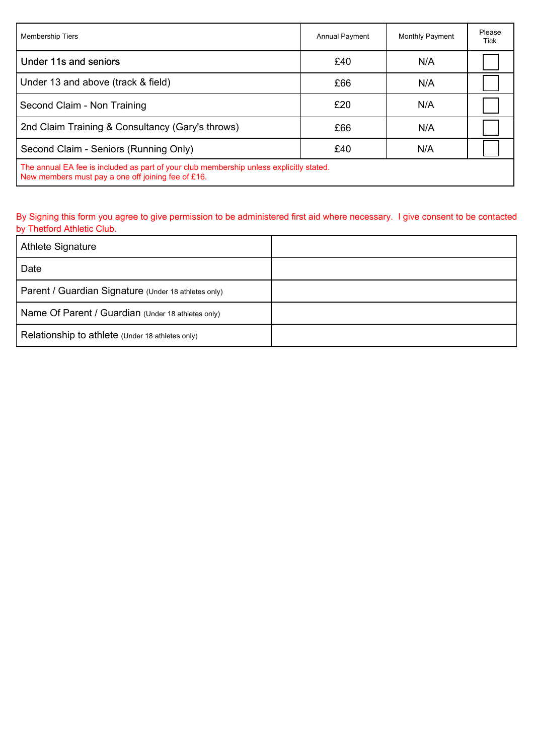| Membership Tiers | Annual Payment | Monthly Payment | Please Tick |
|---|---|---|---|
| Under 11s and seniors | £40 | N/A | |
| Under 13 and above (track & field) | £66 | N/A | |
| Second Claim - Non Training | £20 | N/A | |
| 2nd Claim Training & Consultancy (Gary's throws) | £66 | N/A | |
| Second Claim - Seniors (Running Only) | £40 | N/A | |
| The annual EA fee is included as part of your club membership unless explicitly stated. New members must pay a one off joining fee of £16. | | | |

By Signing this form you agree to give permission to be administered first aid where necessary. I give consent to be contacted by Thetford Athletic Club.

| | |
|---|---|
| Athlete Signature | |
| Date | |
| Parent / Guardian Signature (Under 18 athletes only) | |
| Name Of Parent / Guardian (Under 18 athletes only) | |
| Relationship to athlete (Under 18 athletes only) | |